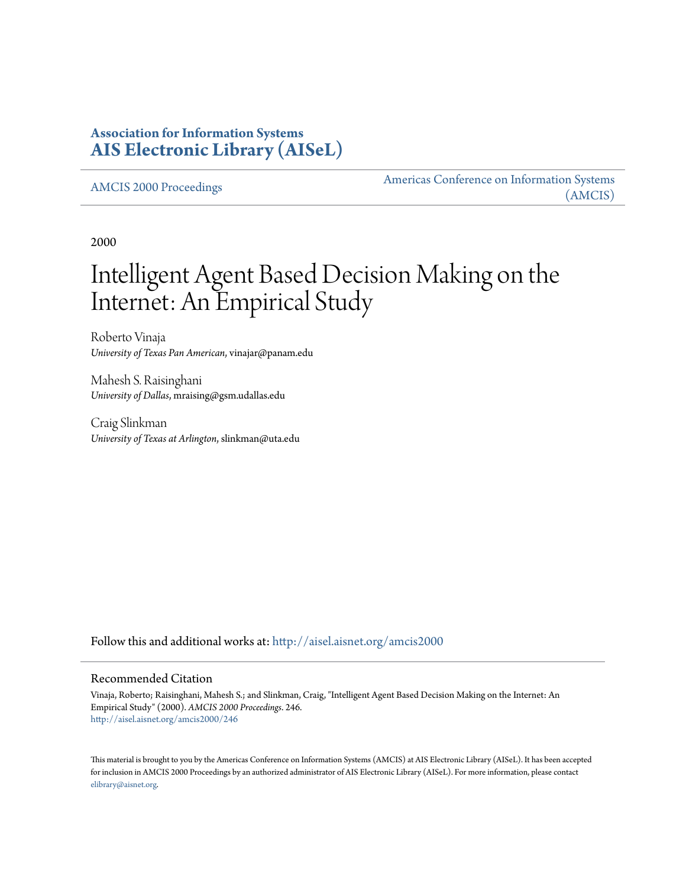**Association for Information Systems**
**AIS Electronic Library (AISeL)**

AMCIS 2000 Proceedings | Americas Conference on Information Systems (AMCIS)

2000

# Intelligent Agent Based Decision Making on the Internet: An Empirical Study

Roberto Vinaja
*University of Texas Pan American*, vinajar@panam.edu

Mahesh S. Raisinghani
*University of Dallas*, mraising@gsm.udallas.edu

Craig Slinkman
*University of Texas at Arlington*, slinkman@uta.edu

Follow this and additional works at: http://aisel.aisnet.org/amcis2000

## Recommended Citation

Vinaja, Roberto; Raisinghani, Mahesh S.; and Slinkman, Craig, "Intelligent Agent Based Decision Making on the Internet: An Empirical Study" (2000). *AMCIS 2000 Proceedings*. 246.
http://aisel.aisnet.org/amcis2000/246

This material is brought to you by the Americas Conference on Information Systems (AMCIS) at AIS Electronic Library (AISeL). It has been accepted for inclusion in AMCIS 2000 Proceedings by an authorized administrator of AIS Electronic Library (AISeL). For more information, please contact elibrary@aisnet.org.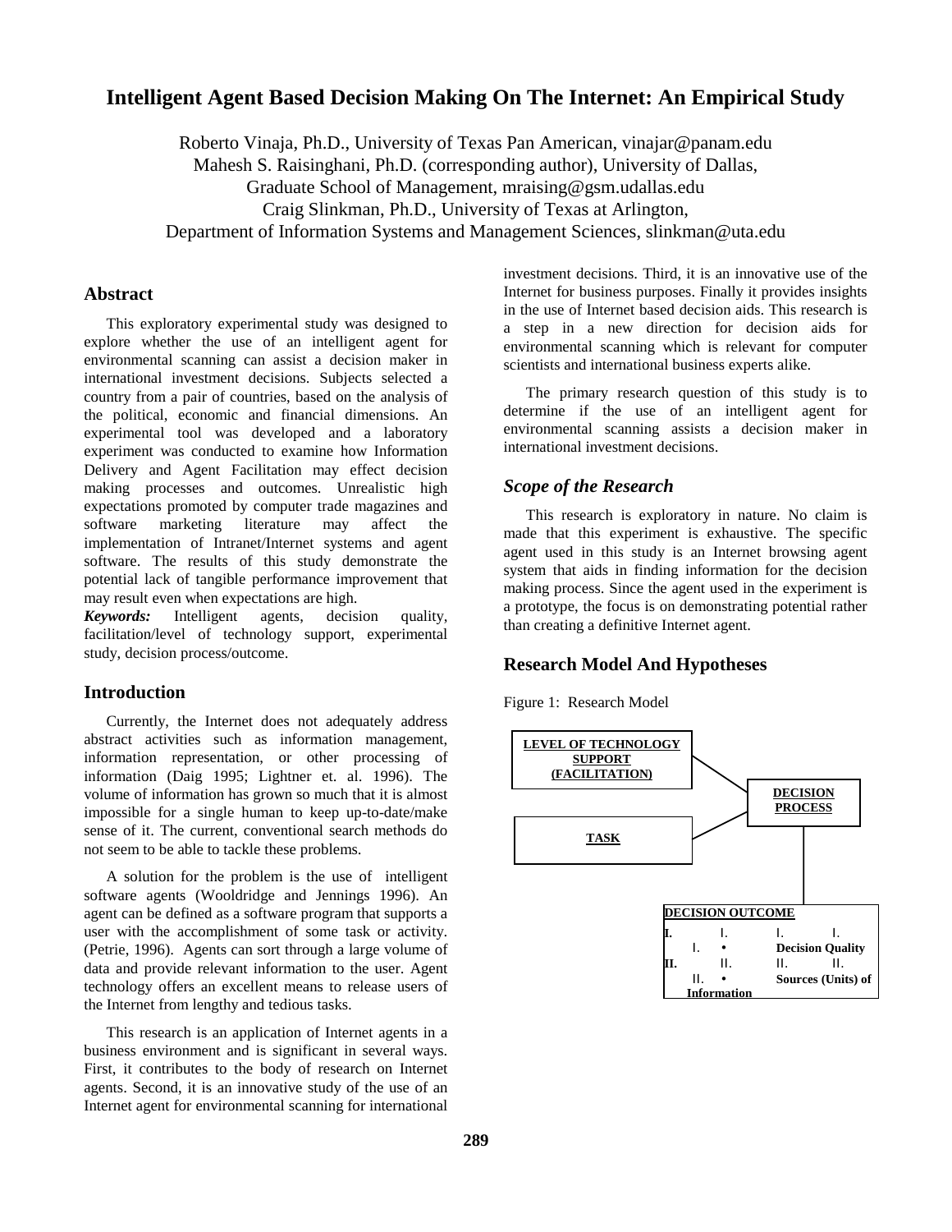# Intelligent Agent Based Decision Making On The Internet: An Empirical Study

Roberto Vinaja, Ph.D., University of Texas Pan American, vinajar@panam.edu
Mahesh S. Raisinghani, Ph.D. (corresponding author), University of Dallas, Graduate School of Management, mraising@gsm.udallas.edu
Craig Slinkman, Ph.D., University of Texas at Arlington, Department of Information Systems and Management Sciences, slinkman@uta.edu

## Abstract

This exploratory experimental study was designed to explore whether the use of an intelligent agent for environmental scanning can assist a decision maker in international investment decisions. Subjects selected a country from a pair of countries, based on the analysis of the political, economic and financial dimensions. An experimental tool was developed and a laboratory experiment was conducted to examine how Information Delivery and Agent Facilitation may effect decision making processes and outcomes. Unrealistic high expectations promoted by computer trade magazines and software marketing literature may affect the implementation of Intranet/Internet systems and agent software. The results of this study demonstrate the potential lack of tangible performance improvement that may result even when expectations are high.

***Keywords:*** Intelligent agents, decision quality, facilitation/level of technology support, experimental study, decision process/outcome.

## Introduction

Currently, the Internet does not adequately address abstract activities such as information management, information representation, or other processing of information (Daig 1995; Lightner et. al. 1996). The volume of information has grown so much that it is almost impossible for a single human to keep up-to-date/make sense of it. The current, conventional search methods do not seem to be able to tackle these problems.

A solution for the problem is the use of intelligent software agents (Wooldridge and Jennings 1996). An agent can be defined as a software program that supports a user with the accomplishment of some task or activity. (Petrie, 1996). Agents can sort through a large volume of data and provide relevant information to the user. Agent technology offers an excellent means to release users of the Internet from lengthy and tedious tasks.

This research is an application of Internet agents in a business environment and is significant in several ways. First, it contributes to the body of research on Internet agents. Second, it is an innovative study of the use of an Internet agent for environmental scanning for international investment decisions. Third, it is an innovative use of the Internet for business purposes. Finally it provides insights in the use of Internet based decision aids. This research is a step in a new direction for decision aids for environmental scanning which is relevant for computer scientists and international business experts alike.

The primary research question of this study is to determine if the use of an intelligent agent for environmental scanning assists a decision maker in international investment decisions.

### *Scope of the Research*

This research is exploratory in nature. No claim is made that this experiment is exhaustive. The specific agent used in this study is an Internet browsing agent system that aids in finding information for the decision making process. Since the agent used in the experiment is a prototype, the focus is on demonstrating potential rather than creating a definitive Internet agent.

## Research Model And Hypotheses

Figure 1: Research Model

LEVEL OF TECHNOLOGY SUPPORT (FACILITATION)

TASK

DECISION PROCESS

DECISION OUTCOME
- Decision Quality
- Sources (Units) of Information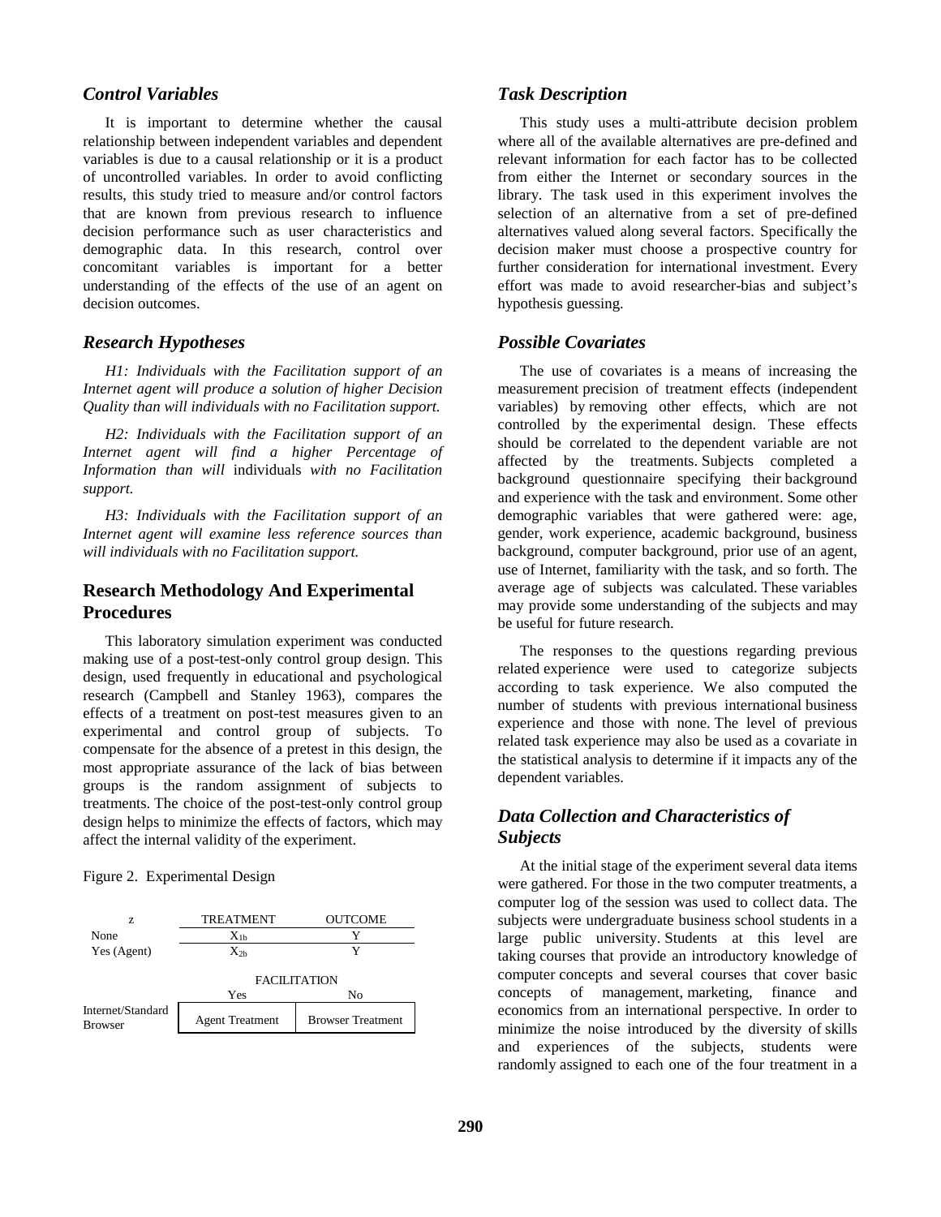### *Control Variables*

It is important to determine whether the causal relationship between independent variables and dependent variables is due to a causal relationship or it is a product of uncontrolled variables. In order to avoid conflicting results, this study tried to measure and/or control factors that are known from previous research to influence decision performance such as user characteristics and demographic data. In this research, control over concomitant variables is important for a better understanding of the effects of the use of an agent on decision outcomes.

### *Research Hypotheses*

*H1: Individuals with the Facilitation support of an Internet agent will produce a solution of higher Decision Quality than will individuals with no Facilitation support.*

*H2: Individuals with the Facilitation support of an Internet agent will find a higher Percentage of Information than will* individuals *with no Facilitation support.*

*H3: Individuals with the Facilitation support of an Internet agent will examine less reference sources than will individuals with no Facilitation support.*

## Research Methodology And Experimental Procedures

This laboratory simulation experiment was conducted making use of a post-test-only control group design. This design, used frequently in educational and psychological research (Campbell and Stanley 1963), compares the effects of a treatment on post-test measures given to an experimental and control group of subjects. To compensate for the absence of a pretest in this design, the most appropriate assurance of the lack of bias between groups is the random assignment of subjects to treatments. The choice of the post-test-only control group design helps to minimize the effects of factors, which may affect the internal validity of the experiment.

Figure 2. Experimental Design

| z | TREATMENT | OUTCOME |
|---|---|---|
| None | $X_{1b}$ | Y |
| Yes (Agent) | $X_{2b}$ | Y |

| | FACILITATION | |
|---|---|---|
| | Yes | No |
| Internet/Standard Browser | Agent Treatment | Browser Treatment |

### *Task Description*

This study uses a multi-attribute decision problem where all of the available alternatives are pre-defined and relevant information for each factor has to be collected from either the Internet or secondary sources in the library. The task used in this experiment involves the selection of an alternative from a set of pre-defined alternatives valued along several factors. Specifically the decision maker must choose a prospective country for further consideration for international investment. Every effort was made to avoid researcher-bias and subject's hypothesis guessing.

### *Possible Covariates*

The use of covariates is a means of increasing the measurement precision of treatment effects (independent variables) by removing other effects, which are not controlled by the experimental design. These effects should be correlated to the dependent variable are not affected by the treatments. Subjects completed a background questionnaire specifying their background and experience with the task and environment. Some other demographic variables that were gathered were: age, gender, work experience, academic background, business background, computer background, prior use of an agent, use of Internet, familiarity with the task, and so forth. The average age of subjects was calculated. These variables may provide some understanding of the subjects and may be useful for future research.

The responses to the questions regarding previous related experience were used to categorize subjects according to task experience. We also computed the number of students with previous international business experience and those with none. The level of previous related task experience may also be used as a covariate in the statistical analysis to determine if it impacts any of the dependent variables.

### *Data Collection and Characteristics of Subjects*

At the initial stage of the experiment several data items were gathered. For those in the two computer treatments, a computer log of the session was used to collect data. The subjects were undergraduate business school students in a large public university. Students at this level are taking courses that provide an introductory knowledge of computer concepts and several courses that cover basic concepts of management, marketing, finance and economics from an international perspective. In order to minimize the noise introduced by the diversity of skills and experiences of the subjects, students were randomly assigned to each one of the four treatment in a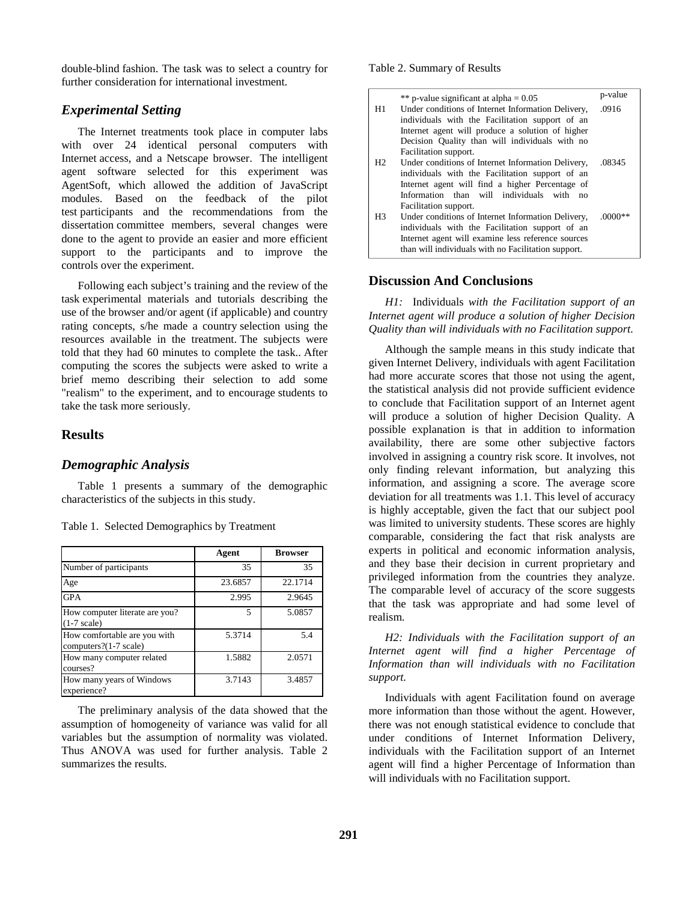double-blind fashion. The task was to select a country for further consideration for international investment.

### *Experimental Setting*

The Internet treatments took place in computer labs with over 24 identical personal computers with Internet access, and a Netscape browser. The intelligent agent software selected for this experiment was AgentSoft, which allowed the addition of JavaScript modules. Based on the feedback of the pilot test participants and the recommendations from the dissertation committee members, several changes were done to the agent to provide an easier and more efficient support to the participants and to improve the controls over the experiment.

Following each subject's training and the review of the task experimental materials and tutorials describing the use of the browser and/or agent (if applicable) and country rating concepts, s/he made a country selection using the resources available in the treatment. The subjects were told that they had 60 minutes to complete the task.. After computing the scores the subjects were asked to write a brief memo describing their selection to add some "realism" to the experiment, and to encourage students to take the task more seriously.

## Results

### *Demographic Analysis*

Table 1 presents a summary of the demographic characteristics of the subjects in this study.

Table 1. Selected Demographics by Treatment

| | Agent | Browser |
|---|---|---|
| Number of participants | 35 | 35 |
| Age | 23.6857 | 22.1714 |
| GPA | 2.995 | 2.9645 |
| How computer literate are you? (1-7 scale) | 5 | 5.0857 |
| How comfortable are you with computers?(1-7 scale) | 5.3714 | 5.4 |
| How many computer related courses? | 1.5882 | 2.0571 |
| How many years of Windows experience? | 3.7143 | 3.4857 |

The preliminary analysis of the data showed that the assumption of homogeneity of variance was valid for all variables but the assumption of normality was violated. Thus ANOVA was used for further analysis. Table 2 summarizes the results.

Table 2. Summary of Results

| | ** p-value significant at alpha = 0.05 | p-value |
|---|---|---|
| H1 | Under conditions of Internet Information Delivery, individuals with the Facilitation support of an Internet agent will produce a solution of higher Decision Quality than will individuals with no Facilitation support. | .0916 |
| H2 | Under conditions of Internet Information Delivery, individuals with the Facilitation support of an Internet agent will find a higher Percentage of Information than will individuals with no Facilitation support. | .08345 |
| H3 | Under conditions of Internet Information Delivery, individuals with the Facilitation support of an Internet agent will examine less reference sources than will individuals with no Facilitation support. | .0000** |

## Discussion And Conclusions

*H1:* Individuals *with the Facilitation support of an Internet agent will produce a solution of higher Decision Quality than will individuals with no Facilitation support.*

Although the sample means in this study indicate that given Internet Delivery, individuals with agent Facilitation had more accurate scores that those not using the agent, the statistical analysis did not provide sufficient evidence to conclude that Facilitation support of an Internet agent will produce a solution of higher Decision Quality. A possible explanation is that in addition to information availability, there are some other subjective factors involved in assigning a country risk score. It involves, not only finding relevant information, but analyzing this information, and assigning a score. The average score deviation for all treatments was 1.1. This level of accuracy is highly acceptable, given the fact that our subject pool was limited to university students. These scores are highly comparable, considering the fact that risk analysts are experts in political and economic information analysis, and they base their decision in current proprietary and privileged information from the countries they analyze. The comparable level of accuracy of the score suggests that the task was appropriate and had some level of realism.

*H2: Individuals with the Facilitation support of an Internet agent will find a higher Percentage of Information than will individuals with no Facilitation support.*

Individuals with agent Facilitation found on average more information than those without the agent. However, there was not enough statistical evidence to conclude that under conditions of Internet Information Delivery, individuals with the Facilitation support of an Internet agent will find a higher Percentage of Information than will individuals with no Facilitation support.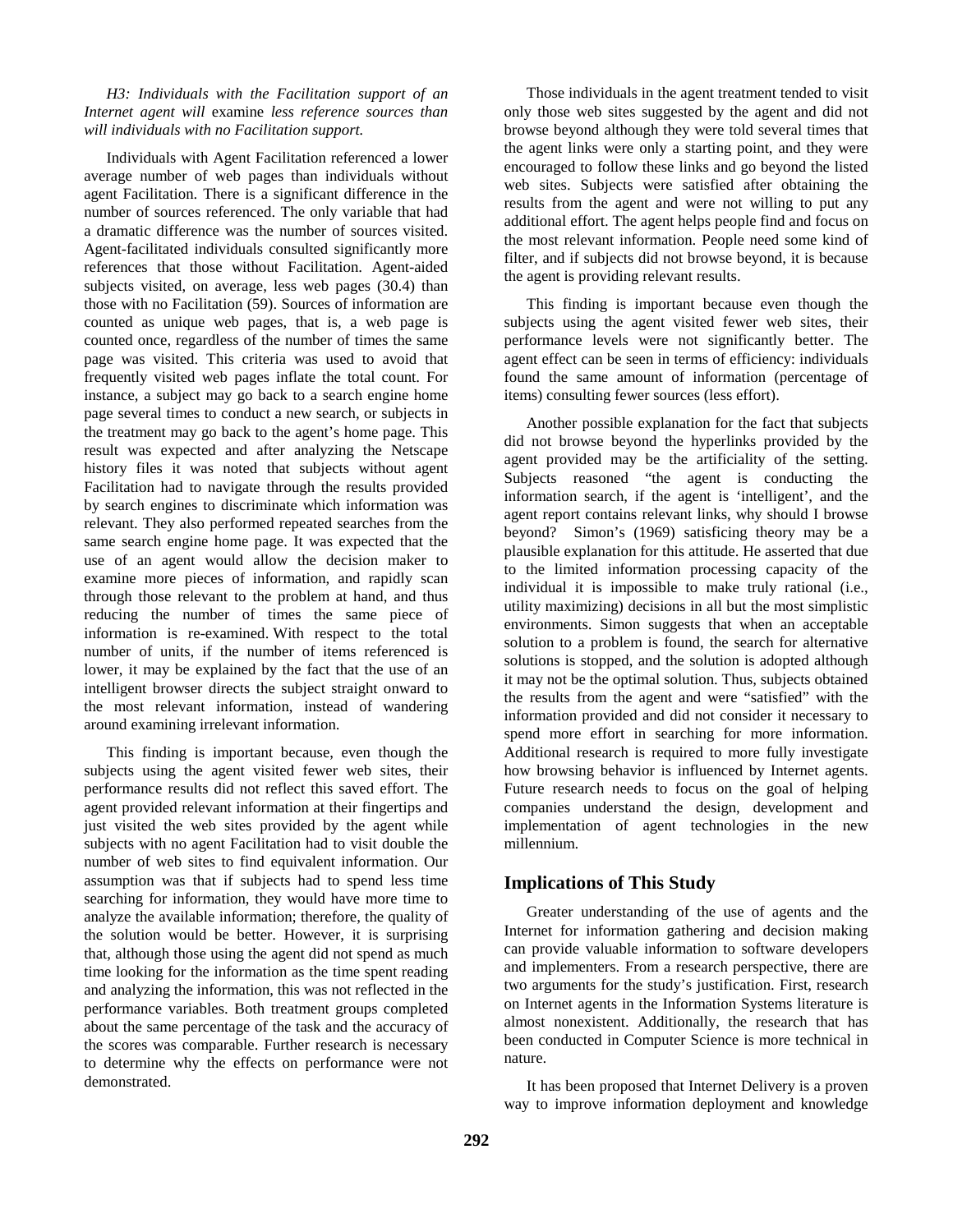*H3: Individuals with the Facilitation support of an Internet agent will* examine *less reference sources than will individuals with no Facilitation support.*

Individuals with Agent Facilitation referenced a lower average number of web pages than individuals without agent Facilitation. There is a significant difference in the number of sources referenced. The only variable that had a dramatic difference was the number of sources visited. Agent-facilitated individuals consulted significantly more references that those without Facilitation. Agent-aided subjects visited, on average, less web pages (30.4) than those with no Facilitation (59). Sources of information are counted as unique web pages, that is, a web page is counted once, regardless of the number of times the same page was visited. This criteria was used to avoid that frequently visited web pages inflate the total count. For instance, a subject may go back to a search engine home page several times to conduct a new search, or subjects in the treatment may go back to the agent's home page. This result was expected and after analyzing the Netscape history files it was noted that subjects without agent Facilitation had to navigate through the results provided by search engines to discriminate which information was relevant. They also performed repeated searches from the same search engine home page. It was expected that the use of an agent would allow the decision maker to examine more pieces of information, and rapidly scan through those relevant to the problem at hand, and thus reducing the number of times the same piece of information is re-examined. With respect to the total number of units, if the number of items referenced is lower, it may be explained by the fact that the use of an intelligent browser directs the subject straight onward to the most relevant information, instead of wandering around examining irrelevant information.

This finding is important because, even though the subjects using the agent visited fewer web sites, their performance results did not reflect this saved effort. The agent provided relevant information at their fingertips and just visited the web sites provided by the agent while subjects with no agent Facilitation had to visit double the number of web sites to find equivalent information. Our assumption was that if subjects had to spend less time searching for information, they would have more time to analyze the available information; therefore, the quality of the solution would be better. However, it is surprising that, although those using the agent did not spend as much time looking for the information as the time spent reading and analyzing the information, this was not reflected in the performance variables. Both treatment groups completed about the same percentage of the task and the accuracy of the scores was comparable. Further research is necessary to determine why the effects on performance were not demonstrated.

Those individuals in the agent treatment tended to visit only those web sites suggested by the agent and did not browse beyond although they were told several times that the agent links were only a starting point, and they were encouraged to follow these links and go beyond the listed web sites. Subjects were satisfied after obtaining the results from the agent and were not willing to put any additional effort. The agent helps people find and focus on the most relevant information. People need some kind of filter, and if subjects did not browse beyond, it is because the agent is providing relevant results.

This finding is important because even though the subjects using the agent visited fewer web sites, their performance levels were not significantly better. The agent effect can be seen in terms of efficiency: individuals found the same amount of information (percentage of items) consulting fewer sources (less effort).

Another possible explanation for the fact that subjects did not browse beyond the hyperlinks provided by the agent provided may be the artificiality of the setting. Subjects reasoned "the agent is conducting the information search, if the agent is 'intelligent', and the agent report contains relevant links, why should I browse beyond? Simon's (1969) satisficing theory may be a plausible explanation for this attitude. He asserted that due to the limited information processing capacity of the individual it is impossible to make truly rational (i.e., utility maximizing) decisions in all but the most simplistic environments. Simon suggests that when an acceptable solution to a problem is found, the search for alternative solutions is stopped, and the solution is adopted although it may not be the optimal solution. Thus, subjects obtained the results from the agent and were "satisfied" with the information provided and did not consider it necessary to spend more effort in searching for more information. Additional research is required to more fully investigate how browsing behavior is influenced by Internet agents. Future research needs to focus on the goal of helping companies understand the design, development and implementation of agent technologies in the new millennium.

## Implications of This Study

Greater understanding of the use of agents and the Internet for information gathering and decision making can provide valuable information to software developers and implementers. From a research perspective, there are two arguments for the study's justification. First, research on Internet agents in the Information Systems literature is almost nonexistent. Additionally, the research that has been conducted in Computer Science is more technical in nature.

It has been proposed that Internet Delivery is a proven way to improve information deployment and knowledge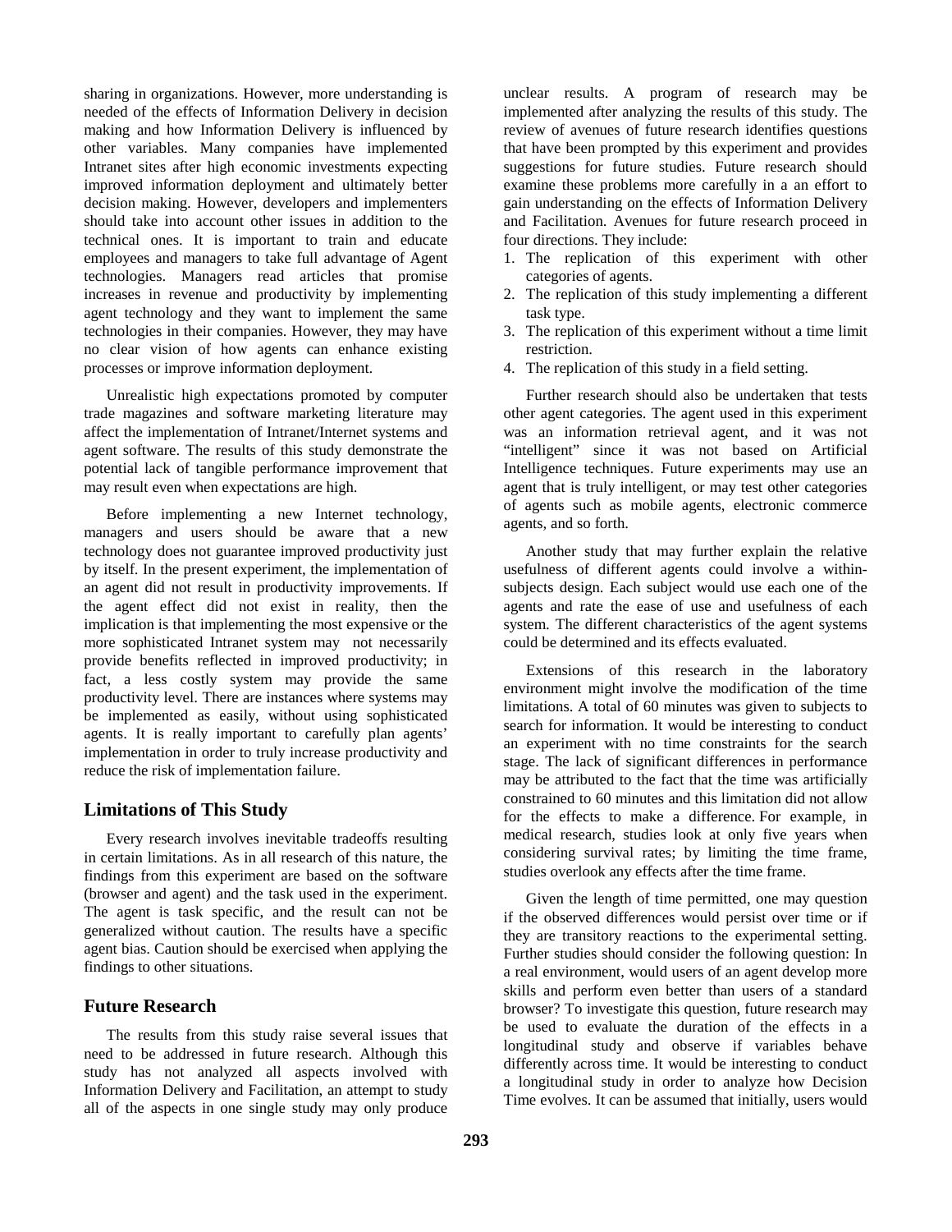sharing in organizations. However, more understanding is needed of the effects of Information Delivery in decision making and how Information Delivery is influenced by other variables. Many companies have implemented Intranet sites after high economic investments expecting improved information deployment and ultimately better decision making. However, developers and implementers should take into account other issues in addition to the technical ones. It is important to train and educate employees and managers to take full advantage of Agent technologies. Managers read articles that promise increases in revenue and productivity by implementing agent technology and they want to implement the same technologies in their companies. However, they may have no clear vision of how agents can enhance existing processes or improve information deployment.

Unrealistic high expectations promoted by computer trade magazines and software marketing literature may affect the implementation of Intranet/Internet systems and agent software. The results of this study demonstrate the potential lack of tangible performance improvement that may result even when expectations are high.

Before implementing a new Internet technology, managers and users should be aware that a new technology does not guarantee improved productivity just by itself. In the present experiment, the implementation of an agent did not result in productivity improvements. If the agent effect did not exist in reality, then the implication is that implementing the most expensive or the more sophisticated Intranet system may not necessarily provide benefits reflected in improved productivity; in fact, a less costly system may provide the same productivity level. There are instances where systems may be implemented as easily, without using sophisticated agents. It is really important to carefully plan agents' implementation in order to truly increase productivity and reduce the risk of implementation failure.

## Limitations of This Study

Every research involves inevitable tradeoffs resulting in certain limitations. As in all research of this nature, the findings from this experiment are based on the software (browser and agent) and the task used in the experiment. The agent is task specific, and the result can not be generalized without caution. The results have a specific agent bias. Caution should be exercised when applying the findings to other situations.

## Future Research

The results from this study raise several issues that need to be addressed in future research. Although this study has not analyzed all aspects involved with Information Delivery and Facilitation, an attempt to study all of the aspects in one single study may only produce unclear results. A program of research may be implemented after analyzing the results of this study. The review of avenues of future research identifies questions that have been prompted by this experiment and provides suggestions for future studies. Future research should examine these problems more carefully in a an effort to gain understanding on the effects of Information Delivery and Facilitation. Avenues for future research proceed in four directions. They include:

1. The replication of this experiment with other categories of agents.
2. The replication of this study implementing a different task type.
3. The replication of this experiment without a time limit restriction.
4. The replication of this study in a field setting.

Further research should also be undertaken that tests other agent categories. The agent used in this experiment was an information retrieval agent, and it was not "intelligent" since it was not based on Artificial Intelligence techniques. Future experiments may use an agent that is truly intelligent, or may test other categories of agents such as mobile agents, electronic commerce agents, and so forth.

Another study that may further explain the relative usefulness of different agents could involve a within-subjects design. Each subject would use each one of the agents and rate the ease of use and usefulness of each system. The different characteristics of the agent systems could be determined and its effects evaluated.

Extensions of this research in the laboratory environment might involve the modification of the time limitations. A total of 60 minutes was given to subjects to search for information. It would be interesting to conduct an experiment with no time constraints for the search stage. The lack of significant differences in performance may be attributed to the fact that the time was artificially constrained to 60 minutes and this limitation did not allow for the effects to make a difference. For example, in medical research, studies look at only five years when considering survival rates; by limiting the time frame, studies overlook any effects after the time frame.

Given the length of time permitted, one may question if the observed differences would persist over time or if they are transitory reactions to the experimental setting. Further studies should consider the following question: In a real environment, would users of an agent develop more skills and perform even better than users of a standard browser? To investigate this question, future research may be used to evaluate the duration of the effects in a longitudinal study and observe if variables behave differently across time. It would be interesting to conduct a longitudinal study in order to analyze how Decision Time evolves. It can be assumed that initially, users would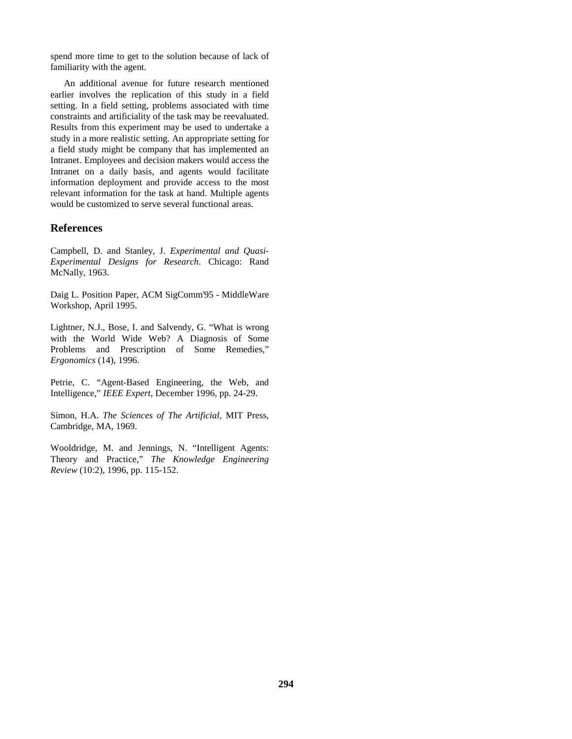spend more time to get to the solution because of lack of familiarity with the agent.

An additional avenue for future research mentioned earlier involves the replication of this study in a field setting. In a field setting, problems associated with time constraints and artificiality of the task may be reevaluated. Results from this experiment may be used to undertake a study in a more realistic setting. An appropriate setting for a field study might be company that has implemented an Intranet. Employees and decision makers would access the Intranet on a daily basis, and agents would facilitate information deployment and provide access to the most relevant information for the task at hand. Multiple agents would be customized to serve several functional areas.

## References

Campbell, D. and Stanley, J. *Experimental and Quasi-Experimental Designs for Research*. Chicago: Rand McNally, 1963.

Daig L. Position Paper, ACM SigComm'95 - MiddleWare Workshop, April 1995.

Lightner, N.J., Bose, I. and Salvendy, G. "What is wrong with the World Wide Web? A Diagnosis of Some Problems and Prescription of Some Remedies," *Ergonomics* (14), 1996.

Petrie, C. "Agent-Based Engineering, the Web, and Intelligence," *IEEE Expert*, December 1996, pp. 24-29.

Simon, H.A. *The Sciences of The Artificial*, MIT Press, Cambridge, MA, 1969.

Wooldridge, M. and Jennings, N. "Intelligent Agents: Theory and Practice," *The Knowledge Engineering Review* (10:2), 1996, pp. 115-152.